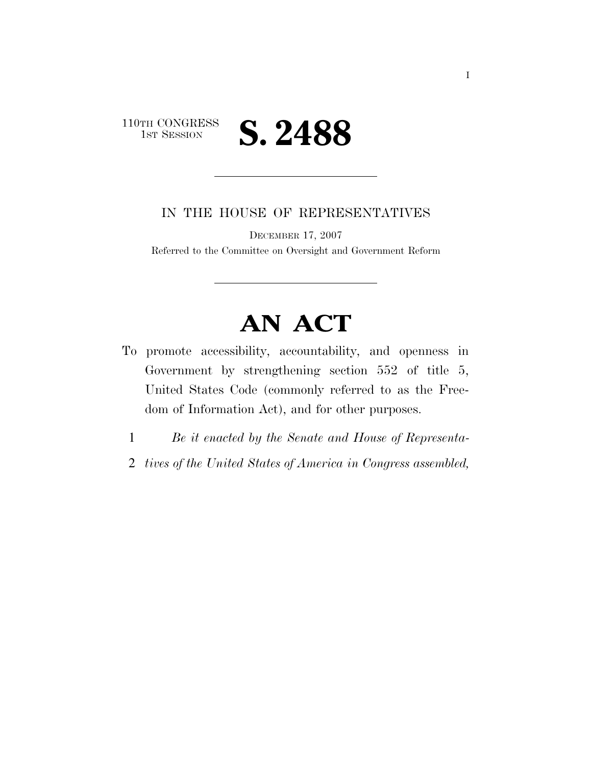110TH CONGRESS
1ST SESSION

# S. 2488

IN THE HOUSE OF REPRESENTATIVES

DECEMBER 17, 2007

Referred to the Committee on Oversight and Government Reform

# AN ACT

To promote accessibility, accountability, and openness in Government by strengthening section 552 of title 5, United States Code (commonly referred to as the Freedom of Information Act), and for other purposes.

1 *Be it enacted by the Senate and House of Representa-*

2 *tives of the United States of America in Congress assembled,*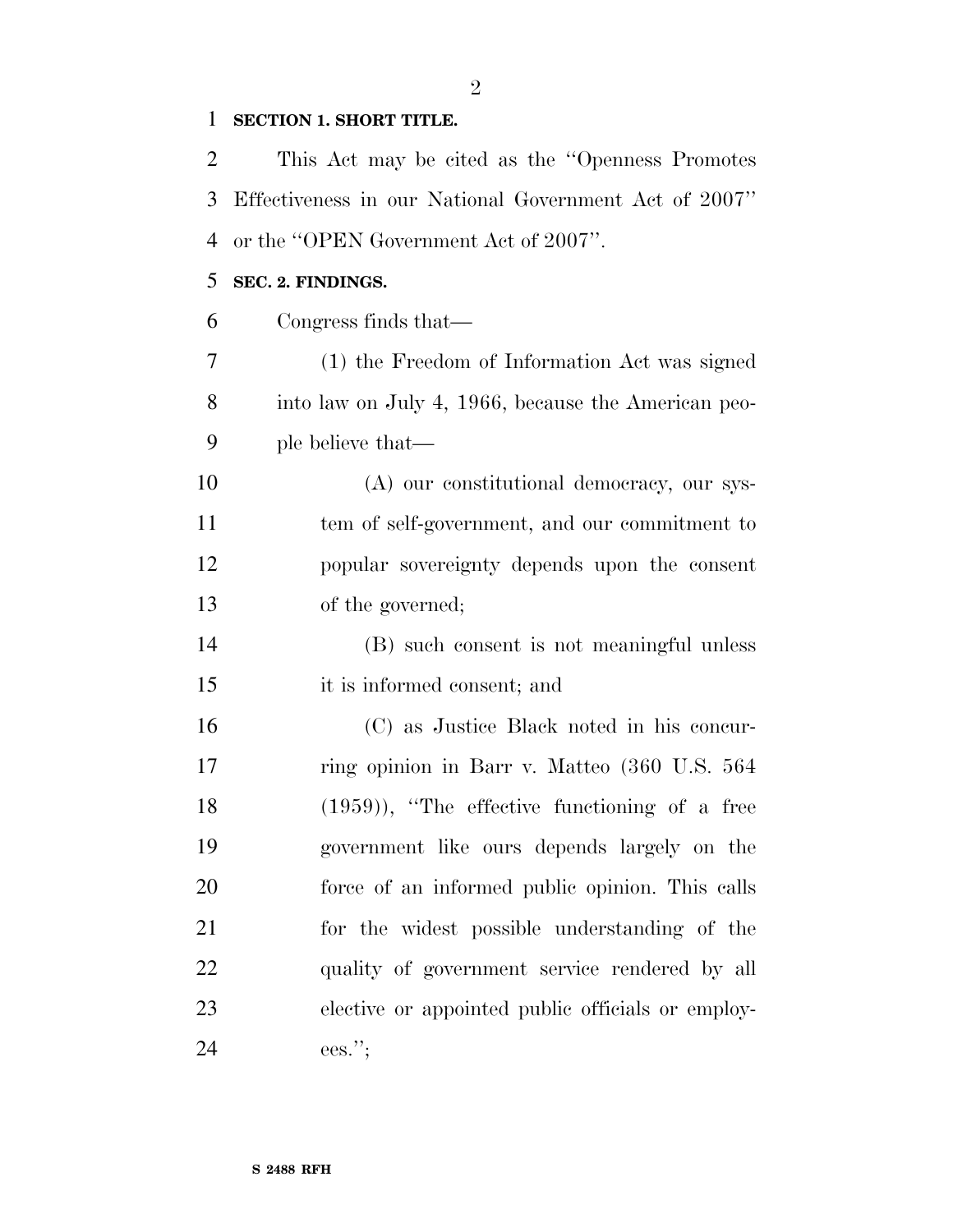**SECTION 1. SHORT TITLE.**

This Act may be cited as the ''Openness Promotes Effectiveness in our National Government Act of 2007'' or the ''OPEN Government Act of 2007''.

**SEC. 2. FINDINGS.**

Congress finds that—

(1) the Freedom of Information Act was signed into law on July 4, 1966, because the American people believe that—

(A) our constitutional democracy, our system of self-government, and our commitment to popular sovereignty depends upon the consent of the governed;

(B) such consent is not meaningful unless it is informed consent; and

(C) as Justice Black noted in his concurring opinion in Barr v. Matteo (360 U.S. 564 (1959)), ''The effective functioning of a free government like ours depends largely on the force of an informed public opinion. This calls for the widest possible understanding of the quality of government service rendered by all elective or appointed public officials or employees.'';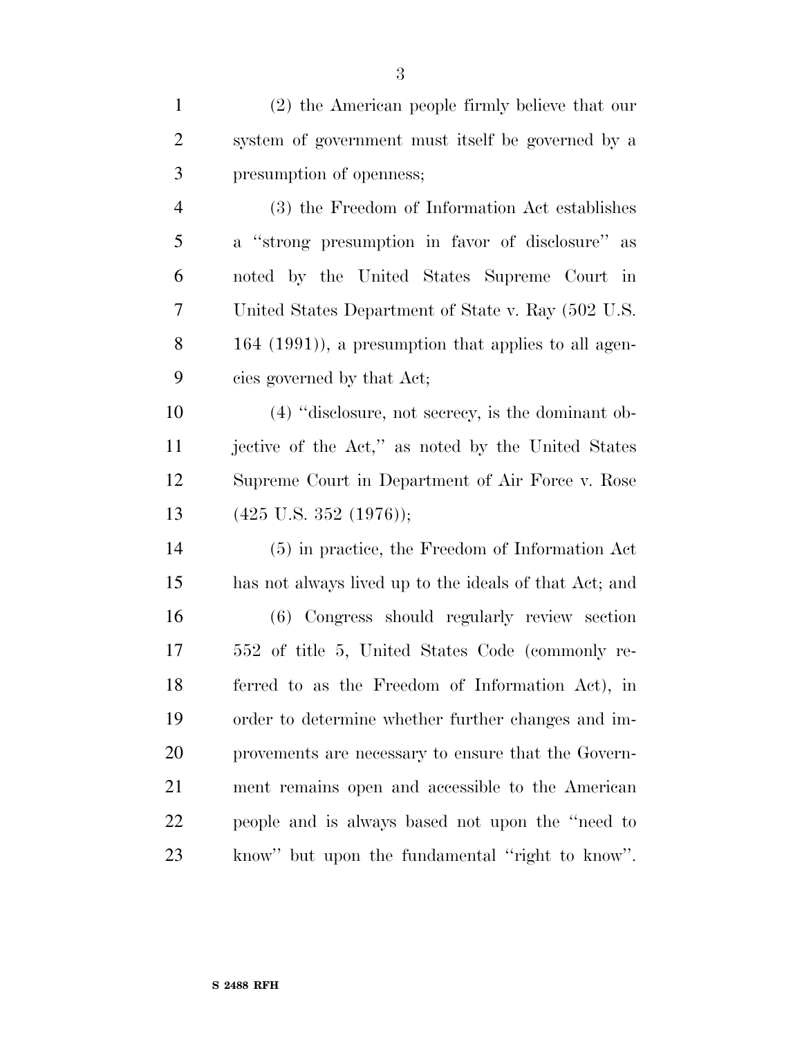(2) the American people firmly believe that our system of government must itself be governed by a presumption of openness;

(3) the Freedom of Information Act establishes a ''strong presumption in favor of disclosure'' as noted by the United States Supreme Court in United States Department of State v. Ray (502 U.S. 164 (1991)), a presumption that applies to all agencies governed by that Act;

(4) ''disclosure, not secrecy, is the dominant objective of the Act,'' as noted by the United States Supreme Court in Department of Air Force v. Rose (425 U.S. 352 (1976));

(5) in practice, the Freedom of Information Act has not always lived up to the ideals of that Act; and

(6) Congress should regularly review section 552 of title 5, United States Code (commonly referred to as the Freedom of Information Act), in order to determine whether further changes and improvements are necessary to ensure that the Government remains open and accessible to the American people and is always based not upon the ''need to know'' but upon the fundamental ''right to know''.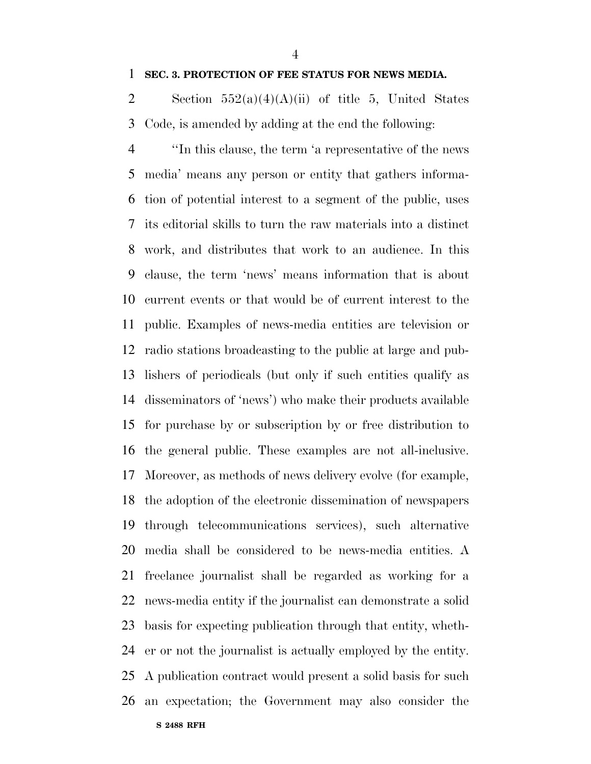**SEC. 3. PROTECTION OF FEE STATUS FOR NEWS MEDIA.**

Section 552(a)(4)(A)(ii) of title 5, United States Code, is amended by adding at the end the following:

''In this clause, the term 'a representative of the news media' means any person or entity that gathers information of potential interest to a segment of the public, uses its editorial skills to turn the raw materials into a distinct work, and distributes that work to an audience. In this clause, the term 'news' means information that is about current events or that would be of current interest to the public. Examples of news-media entities are television or radio stations broadcasting to the public at large and publishers of periodicals (but only if such entities qualify as disseminators of 'news') who make their products available for purchase by or subscription by or free distribution to the general public. These examples are not all-inclusive. Moreover, as methods of news delivery evolve (for example, the adoption of the electronic dissemination of newspapers through telecommunications services), such alternative media shall be considered to be news-media entities. A freelance journalist shall be regarded as working for a news-media entity if the journalist can demonstrate a solid basis for expecting publication through that entity, whether or not the journalist is actually employed by the entity. A publication contract would present a solid basis for such an expectation; the Government may also consider the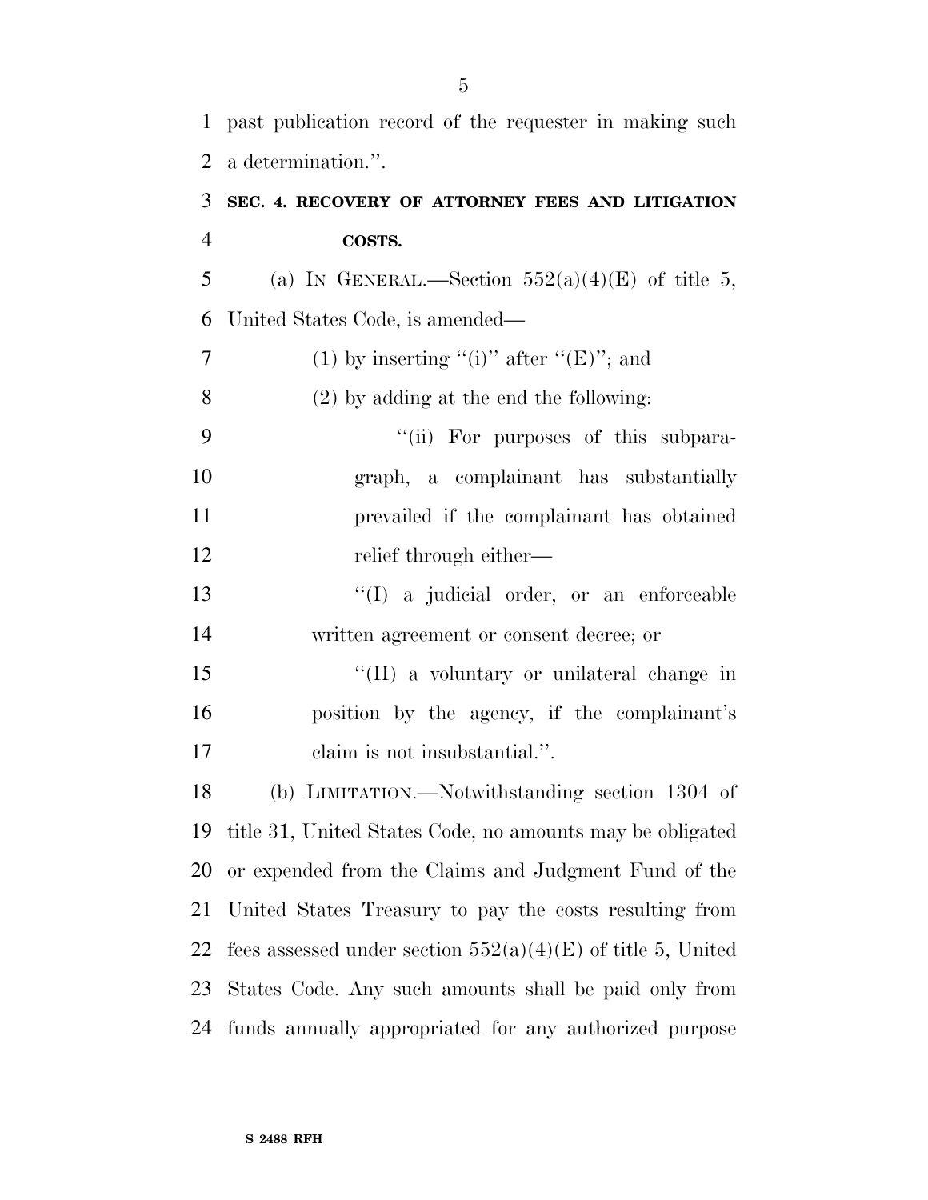past publication record of the requester in making such a determination.''.

**SEC. 4. RECOVERY OF ATTORNEY FEES AND LITIGATION COSTS.**

(a) IN GENERAL.—Section 552(a)(4)(E) of title 5, United States Code, is amended—

(1) by inserting ''(i)'' after ''(E)''; and

(2) by adding at the end the following:

''(ii) For purposes of this subparagraph, a complainant has substantially prevailed if the complainant has obtained relief through either—

''(I) a judicial order, or an enforceable written agreement or consent decree; or

''(II) a voluntary or unilateral change in position by the agency, if the complainant's claim is not insubstantial.''.

(b) LIMITATION.—Notwithstanding section 1304 of title 31, United States Code, no amounts may be obligated or expended from the Claims and Judgment Fund of the United States Treasury to pay the costs resulting from fees assessed under section 552(a)(4)(E) of title 5, United States Code. Any such amounts shall be paid only from funds annually appropriated for any authorized purpose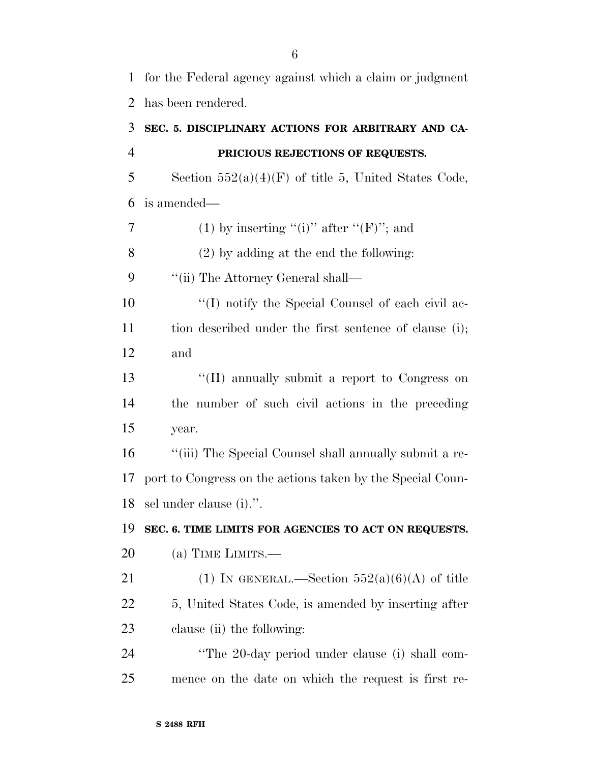for the Federal agency against which a claim or judgment has been rendered.

### SEC. 5. DISCIPLINARY ACTIONS FOR ARBITRARY AND CAPRICIOUS REJECTIONS OF REQUESTS.

Section 552(a)(4)(F) of title 5, United States Code, is amended—

(1) by inserting "(i)" after "(F)"; and

(2) by adding at the end the following:

"(ii) The Attorney General shall—

"(I) notify the Special Counsel of each civil action described under the first sentence of clause (i); and

"(II) annually submit a report to Congress on the number of such civil actions in the preceding year.

"(iii) The Special Counsel shall annually submit a report to Congress on the actions taken by the Special Counsel under clause (i).".

### SEC. 6. TIME LIMITS FOR AGENCIES TO ACT ON REQUESTS.

(a) TIME LIMITS.—

(1) IN GENERAL.—Section 552(a)(6)(A) of title 5, United States Code, is amended by inserting after clause (ii) the following:

"The 20-day period under clause (i) shall commence on the date on which the request is first re-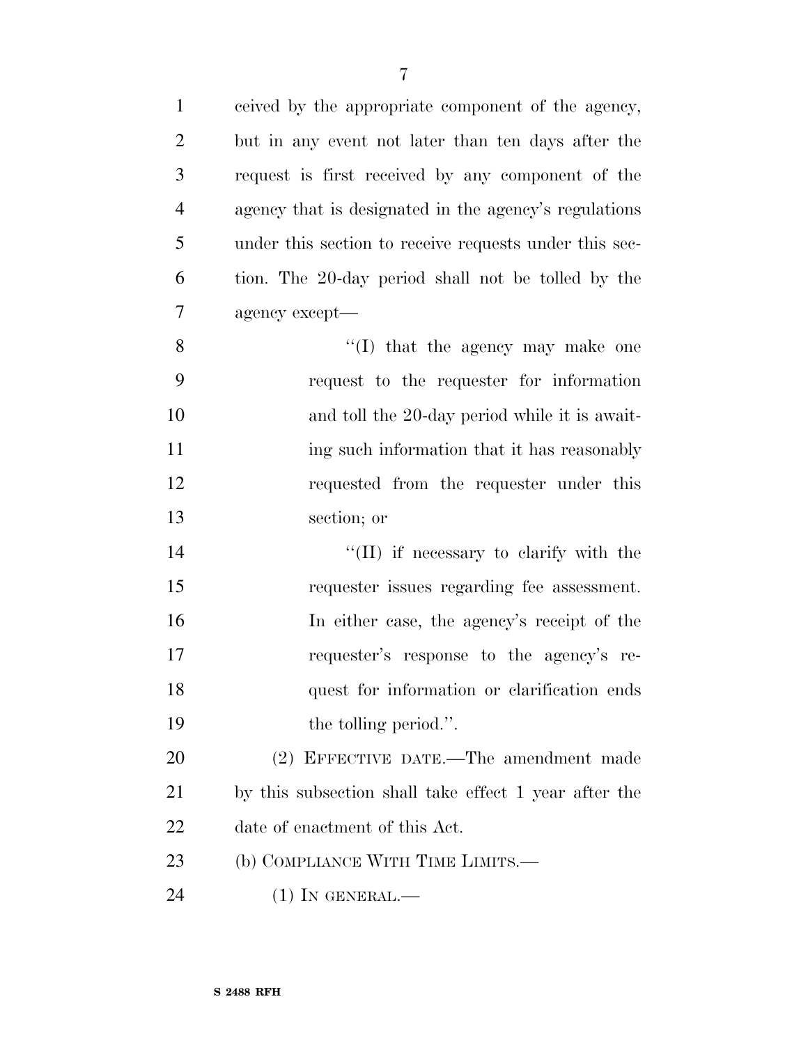ceived by the appropriate component of the agency, but in any event not later than ten days after the request is first received by any component of the agency that is designated in the agency's regulations under this section to receive requests under this section. The 20-day period shall not be tolled by the agency except—

"(I) that the agency may make one request to the requester for information and toll the 20-day period while it is awaiting such information that it has reasonably requested from the requester under this section; or

"(II) if necessary to clarify with the requester issues regarding fee assessment. In either case, the agency's receipt of the requester's response to the agency's request for information or clarification ends the tolling period.".

(2) EFFECTIVE DATE.—The amendment made by this subsection shall take effect 1 year after the date of enactment of this Act.

(b) COMPLIANCE WITH TIME LIMITS.—

(1) IN GENERAL.—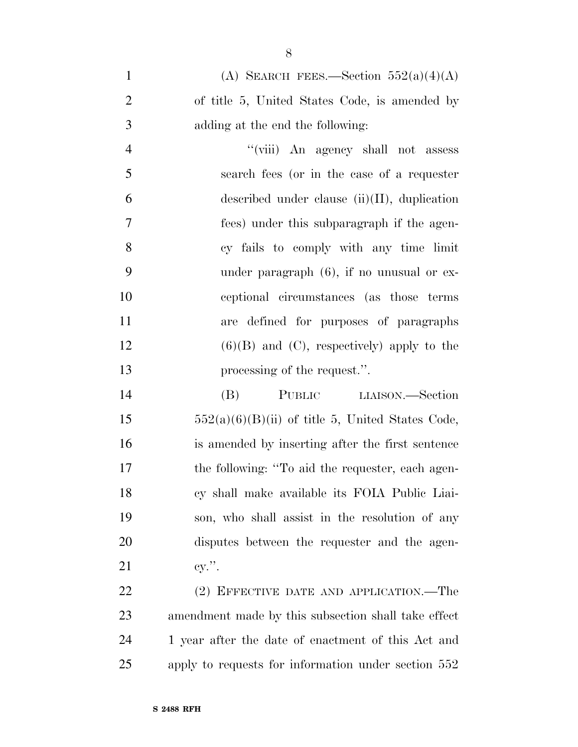(A) SEARCH FEES.—Section 552(a)(4)(A) of title 5, United States Code, is amended by adding at the end the following:

"(viii) An agency shall not assess search fees (or in the case of a requester described under clause (ii)(II), duplication fees) under this subparagraph if the agency fails to comply with any time limit under paragraph (6), if no unusual or exceptional circumstances (as those terms are defined for purposes of paragraphs (6)(B) and (C), respectively) apply to the processing of the request.".

(B) PUBLIC LIAISON.—Section 552(a)(6)(B)(ii) of title 5, United States Code, is amended by inserting after the first sentence the following: "To aid the requester, each agency shall make available its FOIA Public Liaison, who shall assist in the resolution of any disputes between the requester and the agency.".

(2) EFFECTIVE DATE AND APPLICATION.—The amendment made by this subsection shall take effect 1 year after the date of enactment of this Act and apply to requests for information under section 552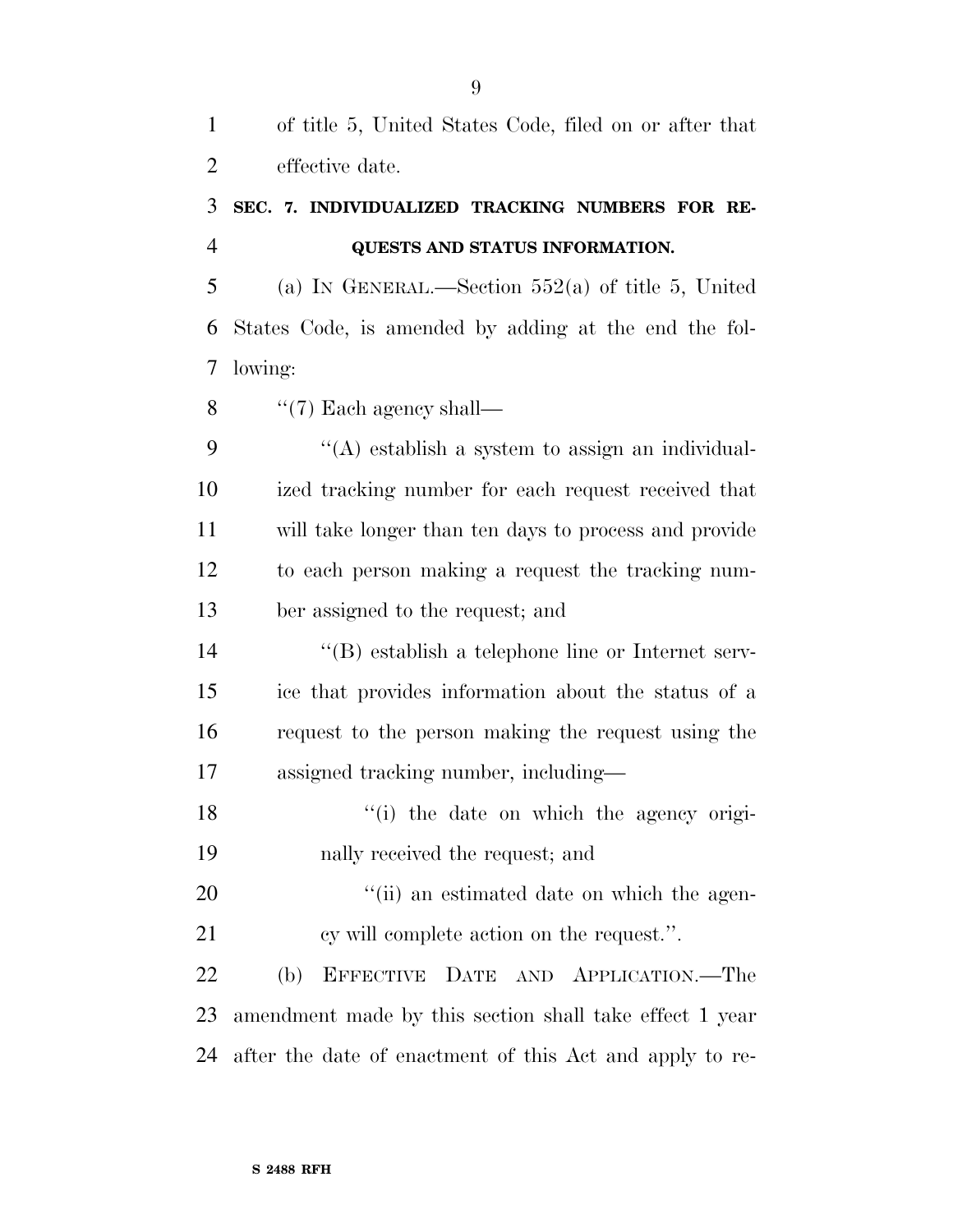of title 5, United States Code, filed on or after that effective date.

**SEC. 7. INDIVIDUALIZED TRACKING NUMBERS FOR REQUESTS AND STATUS INFORMATION.**

(a) IN GENERAL.—Section 552(a) of title 5, United States Code, is amended by adding at the end the following:

''(7) Each agency shall—

''(A) establish a system to assign an individualized tracking number for each request received that will take longer than ten days to process and provide to each person making a request the tracking number assigned to the request; and

''(B) establish a telephone line or Internet service that provides information about the status of a request to the person making the request using the assigned tracking number, including—

''(i) the date on which the agency originally received the request; and

''(ii) an estimated date on which the agency will complete action on the request.''.

(b) EFFECTIVE DATE AND APPLICATION.—The amendment made by this section shall take effect 1 year after the date of enactment of this Act and apply to re-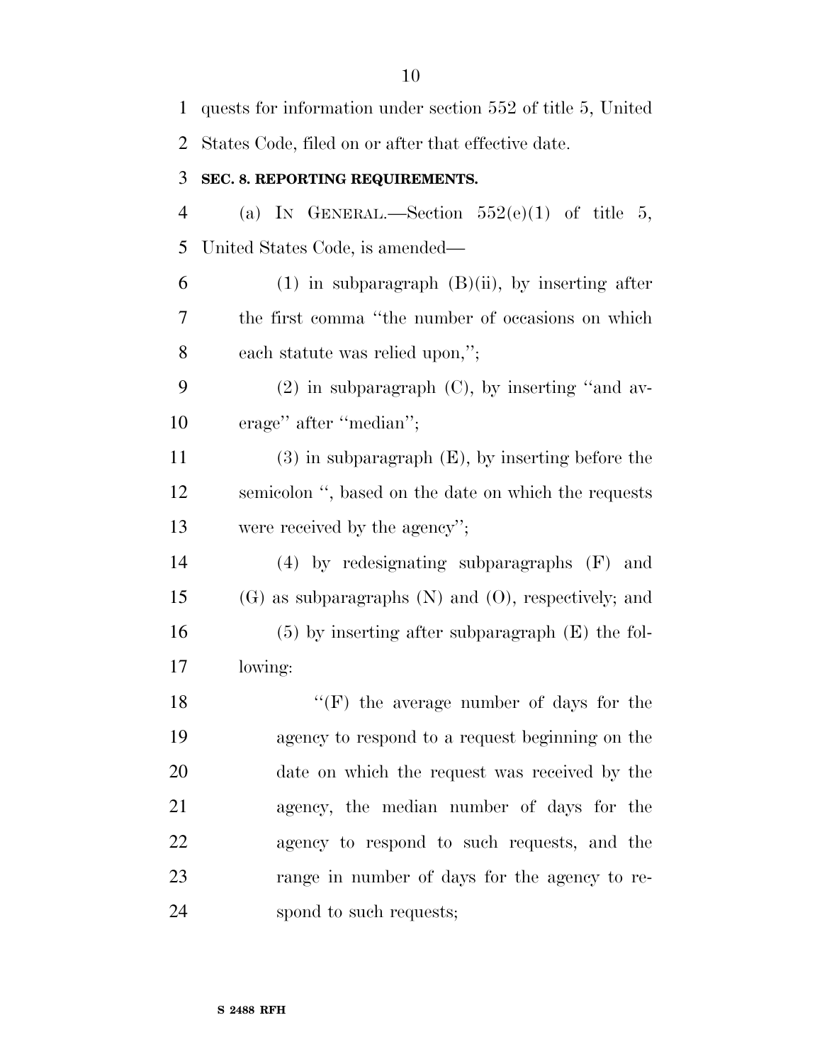quests for information under section 552 of title 5, United States Code, filed on or after that effective date.

**SEC. 8. REPORTING REQUIREMENTS.**

(a) IN GENERAL.—Section 552(e)(1) of title 5, United States Code, is amended—

(1) in subparagraph (B)(ii), by inserting after the first comma ''the number of occasions on which each statute was relied upon,'';

(2) in subparagraph (C), by inserting ''and average'' after ''median'';

(3) in subparagraph (E), by inserting before the semicolon '', based on the date on which the requests were received by the agency'';

(4) by redesignating subparagraphs (F) and (G) as subparagraphs (N) and (O), respectively; and

(5) by inserting after subparagraph (E) the following:

''(F) the average number of days for the agency to respond to a request beginning on the date on which the request was received by the agency, the median number of days for the agency to respond to such requests, and the range in number of days for the agency to respond to such requests;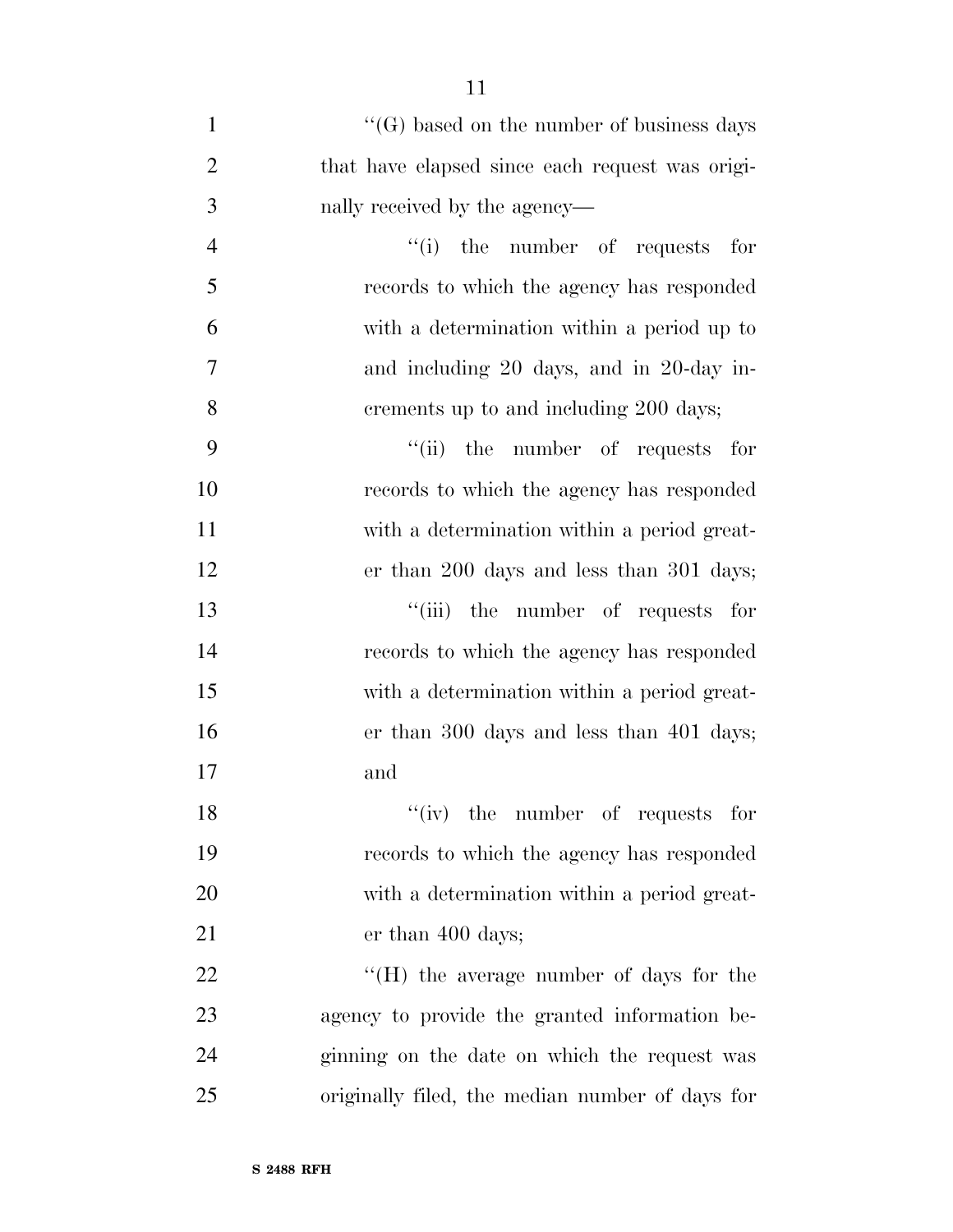''(G) based on the number of business days that have elapsed since each request was originally received by the agency—

''(i) the number of requests for records to which the agency has responded with a determination within a period up to and including 20 days, and in 20-day increments up to and including 200 days;

''(ii) the number of requests for records to which the agency has responded with a determination within a period greater than 200 days and less than 301 days;

''(iii) the number of requests for records to which the agency has responded with a determination within a period greater than 300 days and less than 401 days; and

''(iv) the number of requests for records to which the agency has responded with a determination within a period greater than 400 days;

''(H) the average number of days for the agency to provide the granted information beginning on the date on which the request was originally filed, the median number of days for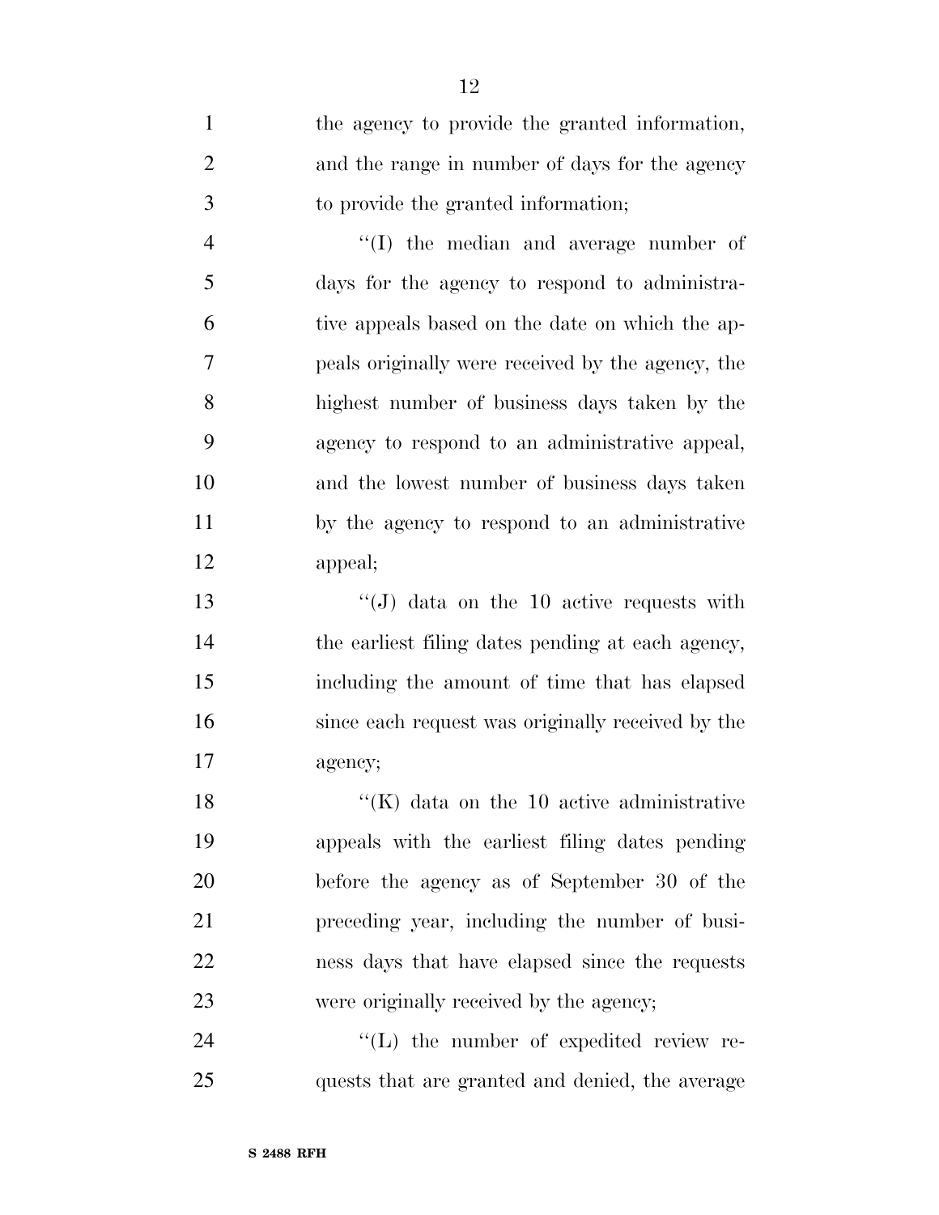the agency to provide the granted information, and the range in number of days for the agency to provide the granted information;

"(I) the median and average number of days for the agency to respond to administrative appeals based on the date on which the appeals originally were received by the agency, the highest number of business days taken by the agency to respond to an administrative appeal, and the lowest number of business days taken by the agency to respond to an administrative appeal;

"(J) data on the 10 active requests with the earliest filing dates pending at each agency, including the amount of time that has elapsed since each request was originally received by the agency;

"(K) data on the 10 active administrative appeals with the earliest filing dates pending before the agency as of September 30 of the preceding year, including the number of business days that have elapsed since the requests were originally received by the agency;

"(L) the number of expedited review requests that are granted and denied, the average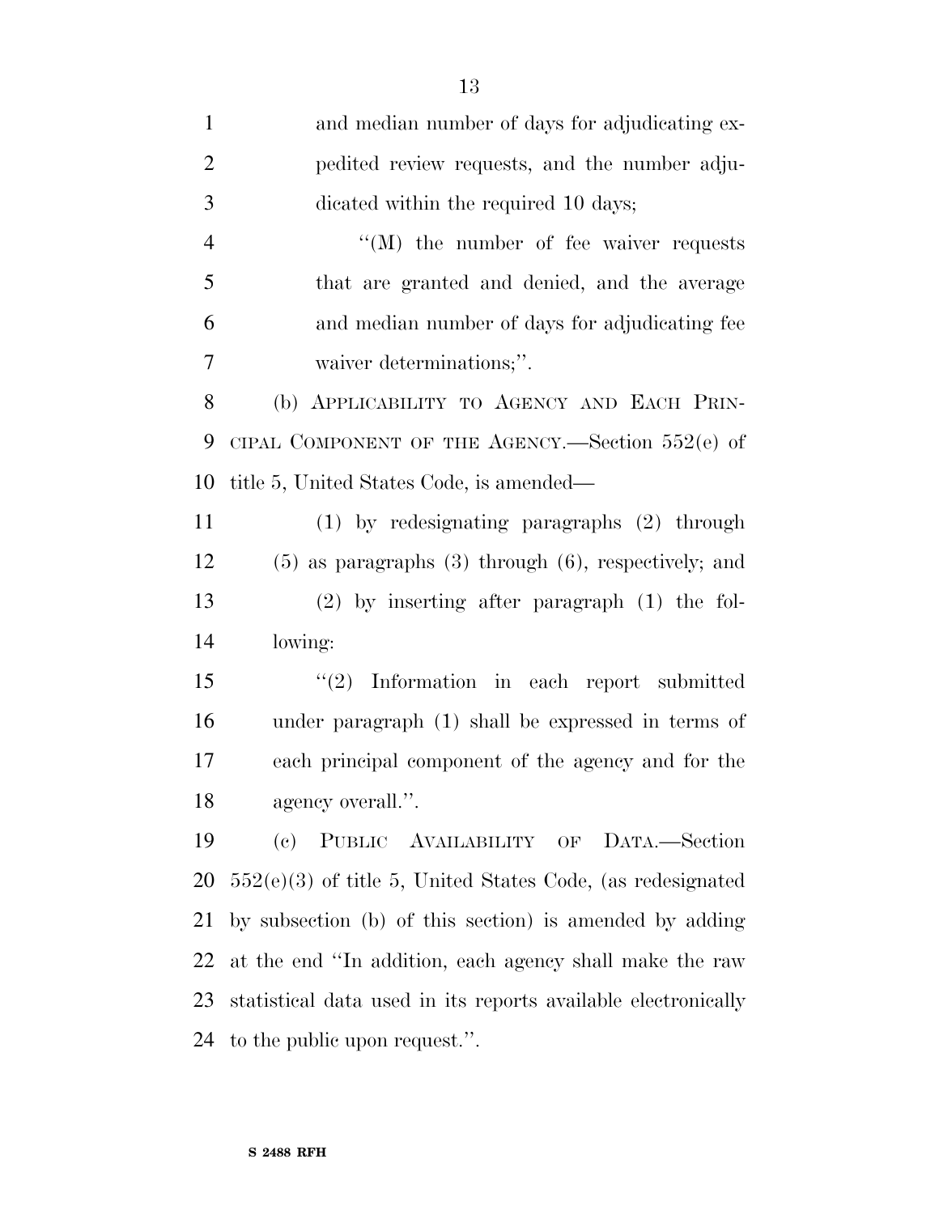and median number of days for adjudicating expedited review requests, and the number adjudicated within the required 10 days;

"(M) the number of fee waiver requests that are granted and denied, and the average and median number of days for adjudicating fee waiver determinations;".

(b) APPLICABILITY TO AGENCY AND EACH PRINCIPAL COMPONENT OF THE AGENCY.—Section 552(e) of title 5, United States Code, is amended—

(1) by redesignating paragraphs (2) through (5) as paragraphs (3) through (6), respectively; and

(2) by inserting after paragraph (1) the following:

"(2) Information in each report submitted under paragraph (1) shall be expressed in terms of each principal component of the agency and for the agency overall.".

(c) PUBLIC AVAILABILITY OF DATA.—Section 552(e)(3) of title 5, United States Code, (as redesignated by subsection (b) of this section) is amended by adding at the end "In addition, each agency shall make the raw statistical data used in its reports available electronically to the public upon request.".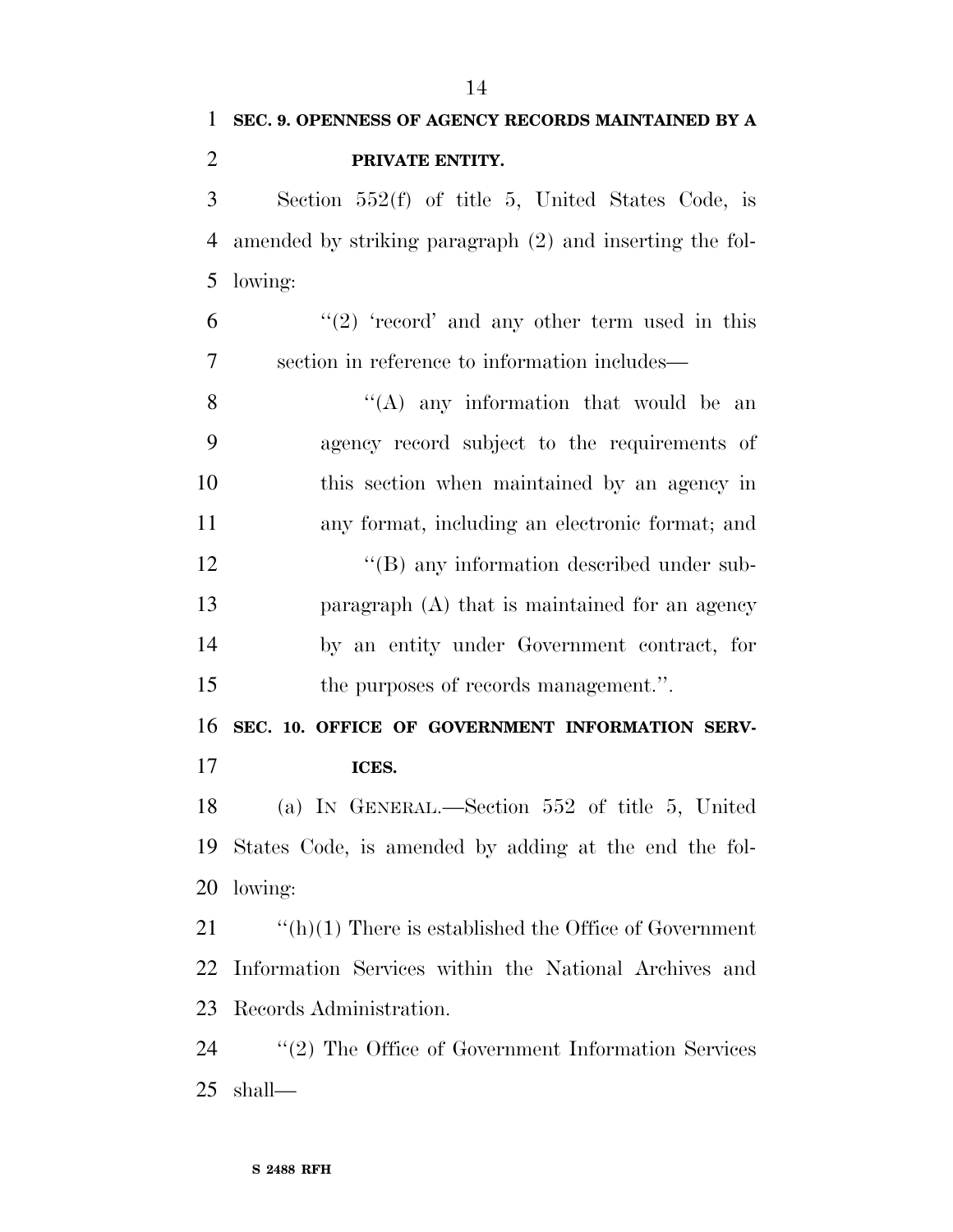**SEC. 9. OPENNESS OF AGENCY RECORDS MAINTAINED BY A PRIVATE ENTITY.**

Section 552(f) of title 5, United States Code, is amended by striking paragraph (2) and inserting the following:

> ''(2) 'record' and any other term used in this section in reference to information includes—
>
> > ''(A) any information that would be an agency record subject to the requirements of this section when maintained by an agency in any format, including an electronic format; and
> >
> > ''(B) any information described under subparagraph (A) that is maintained for an agency by an entity under Government contract, for the purposes of records management.''.

**SEC. 10. OFFICE OF GOVERNMENT INFORMATION SERVICES.**

(a) IN GENERAL.—Section 552 of title 5, United States Code, is amended by adding at the end the following:

''(h)(1) There is established the Office of Government Information Services within the National Archives and Records Administration.

''(2) The Office of Government Information Services shall—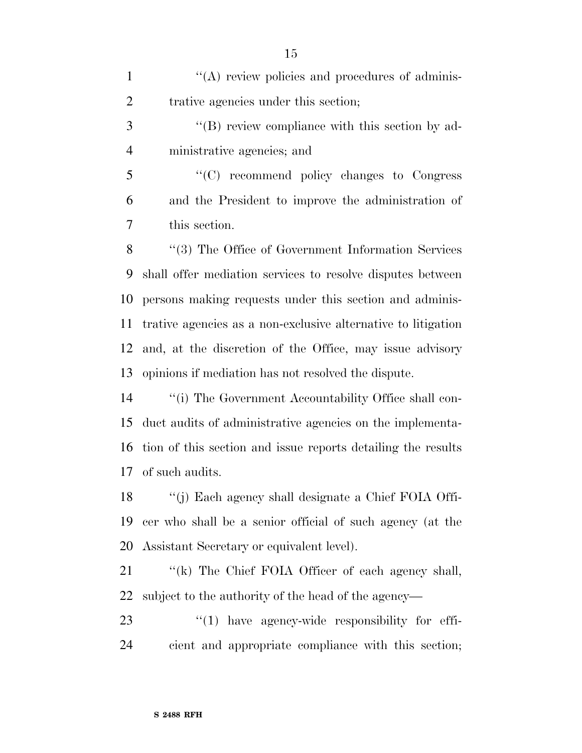''(A) review policies and procedures of administrative agencies under this section;

''(B) review compliance with this section by administrative agencies; and

''(C) recommend policy changes to Congress and the President to improve the administration of this section.

''(3) The Office of Government Information Services shall offer mediation services to resolve disputes between persons making requests under this section and administrative agencies as a non-exclusive alternative to litigation and, at the discretion of the Office, may issue advisory opinions if mediation has not resolved the dispute.

''(i) The Government Accountability Office shall conduct audits of administrative agencies on the implementation of this section and issue reports detailing the results of such audits.

''(j) Each agency shall designate a Chief FOIA Officer who shall be a senior official of such agency (at the Assistant Secretary or equivalent level).

''(k) The Chief FOIA Officer of each agency shall, subject to the authority of the head of the agency—

''(1) have agency-wide responsibility for efficient and appropriate compliance with this section;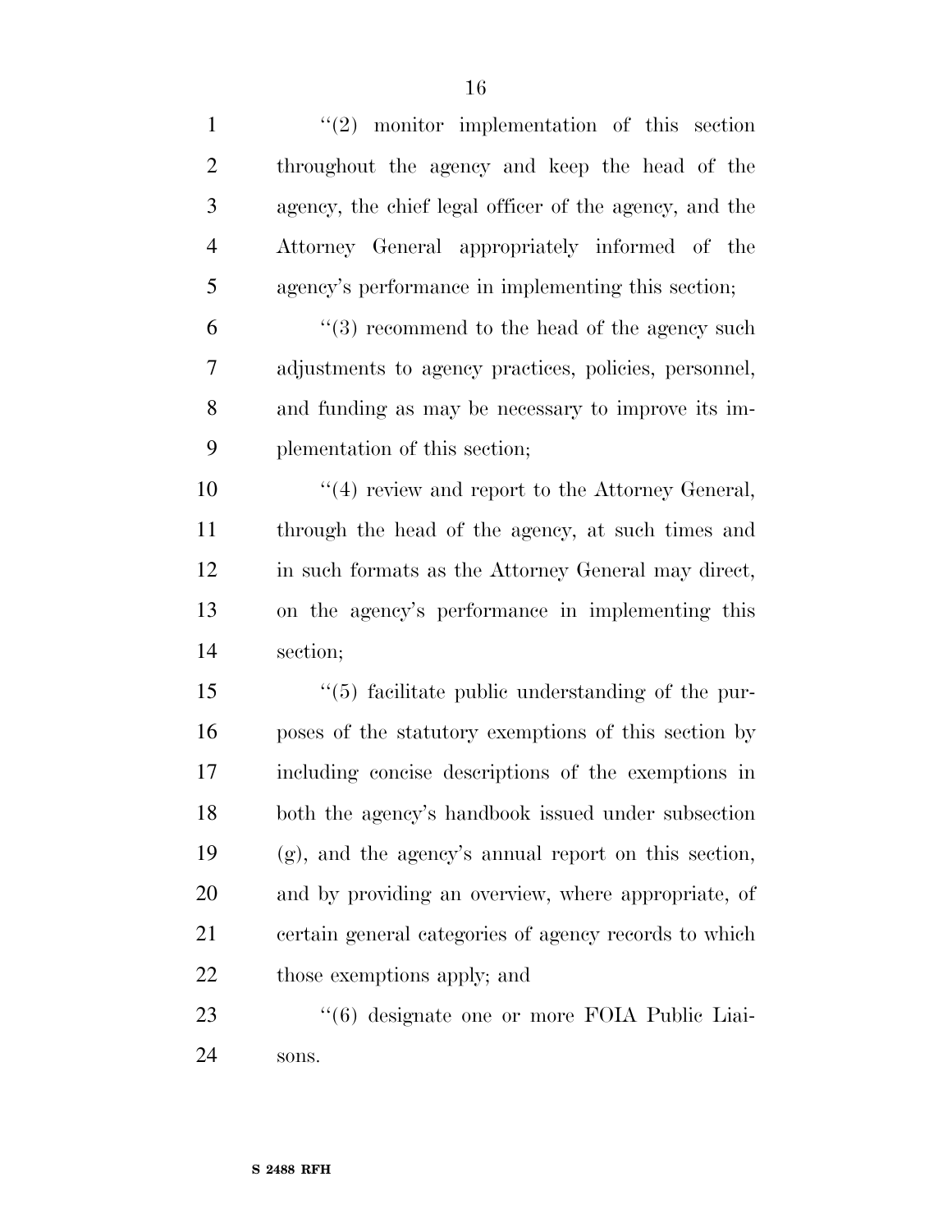''(2) monitor implementation of this section throughout the agency and keep the head of the agency, the chief legal officer of the agency, and the Attorney General appropriately informed of the agency's performance in implementing this section;

''(3) recommend to the head of the agency such adjustments to agency practices, policies, personnel, and funding as may be necessary to improve its implementation of this section;

''(4) review and report to the Attorney General, through the head of the agency, at such times and in such formats as the Attorney General may direct, on the agency's performance in implementing this section;

''(5) facilitate public understanding of the purposes of the statutory exemptions of this section by including concise descriptions of the exemptions in both the agency's handbook issued under subsection (g), and the agency's annual report on this section, and by providing an overview, where appropriate, of certain general categories of agency records to which those exemptions apply; and

''(6) designate one or more FOIA Public Liaisons.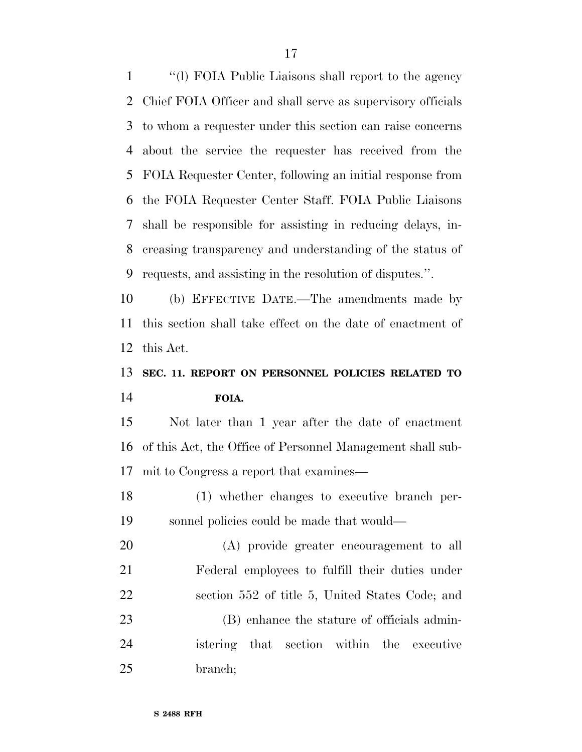"(l) FOIA Public Liaisons shall report to the agency Chief FOIA Officer and shall serve as supervisory officials to whom a requester under this section can raise concerns about the service the requester has received from the FOIA Requester Center, following an initial response from the FOIA Requester Center Staff. FOIA Public Liaisons shall be responsible for assisting in reducing delays, increasing transparency and understanding of the status of requests, and assisting in the resolution of disputes.".

(b) EFFECTIVE DATE.—The amendments made by this section shall take effect on the date of enactment of this Act.

**SEC. 11. REPORT ON PERSONNEL POLICIES RELATED TO FOIA.**

Not later than 1 year after the date of enactment of this Act, the Office of Personnel Management shall submit to Congress a report that examines—

(1) whether changes to executive branch personnel policies could be made that would—

(A) provide greater encouragement to all Federal employees to fulfill their duties under section 552 of title 5, United States Code; and

(B) enhance the stature of officials administering that section within the executive branch;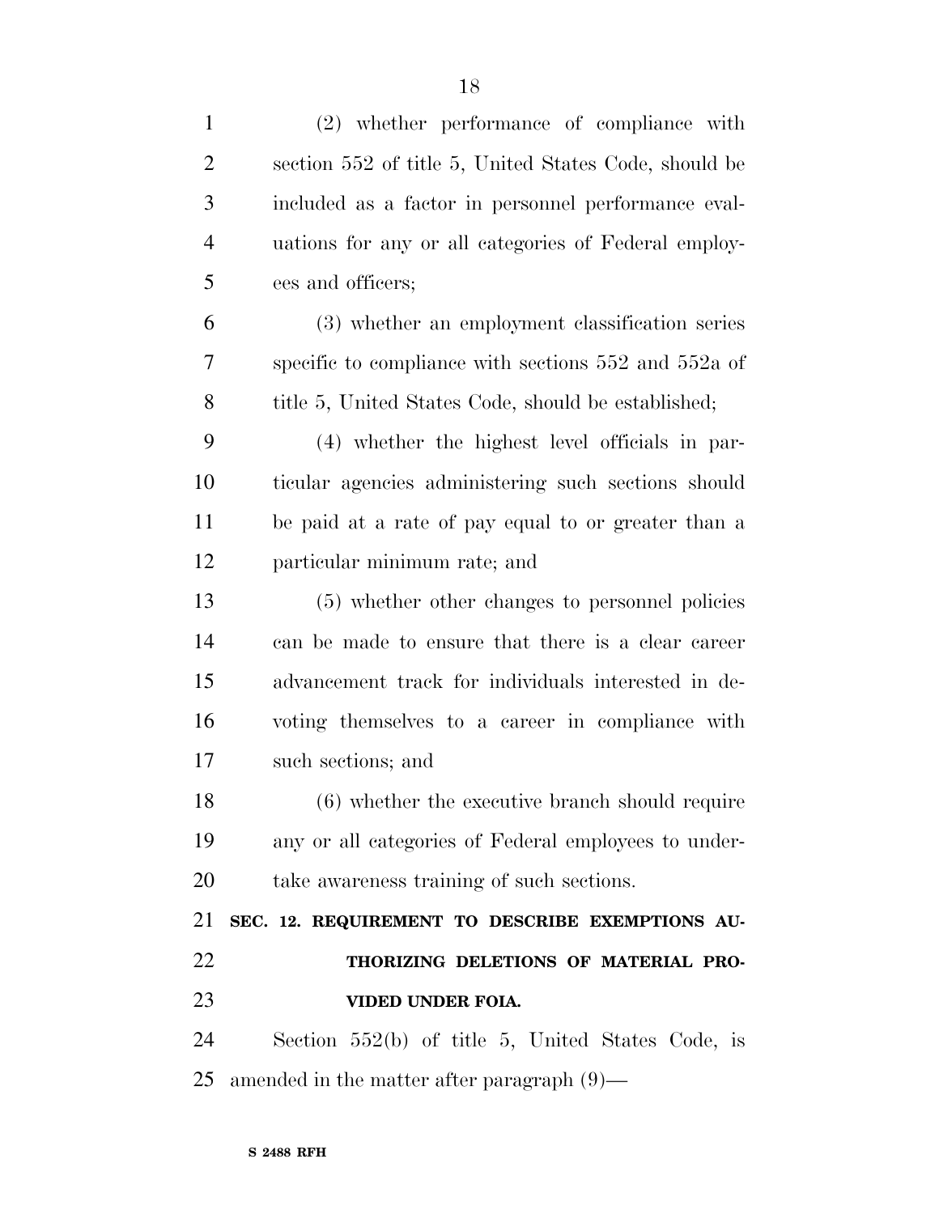(2) whether performance of compliance with section 552 of title 5, United States Code, should be included as a factor in personnel performance evaluations for any or all categories of Federal employees and officers;

(3) whether an employment classification series specific to compliance with sections 552 and 552a of title 5, United States Code, should be established;

(4) whether the highest level officials in particular agencies administering such sections should be paid at a rate of pay equal to or greater than a particular minimum rate; and

(5) whether other changes to personnel policies can be made to ensure that there is a clear career advancement track for individuals interested in devoting themselves to a career in compliance with such sections; and

(6) whether the executive branch should require any or all categories of Federal employees to undertake awareness training of such sections.

**SEC. 12. REQUIREMENT TO DESCRIBE EXEMPTIONS AUTHORIZING DELETIONS OF MATERIAL PROVIDED UNDER FOIA.**

Section 552(b) of title 5, United States Code, is amended in the matter after paragraph (9)—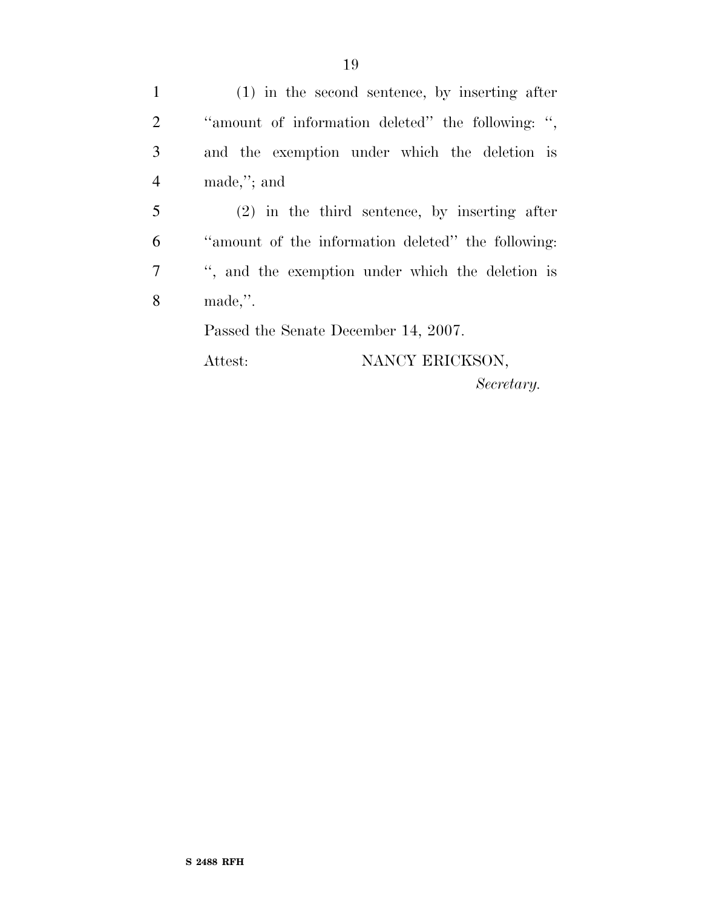(1) in the second sentence, by inserting after "amount of information deleted" the following: ", and the exemption under which the deletion is made,"; and

(2) in the third sentence, by inserting after "amount of the information deleted" the following: ", and the exemption under which the deletion is made,".

Passed the Senate December 14, 2007.

Attest: NANCY ERICKSON,

*Secretary.*

S 2488 RFH